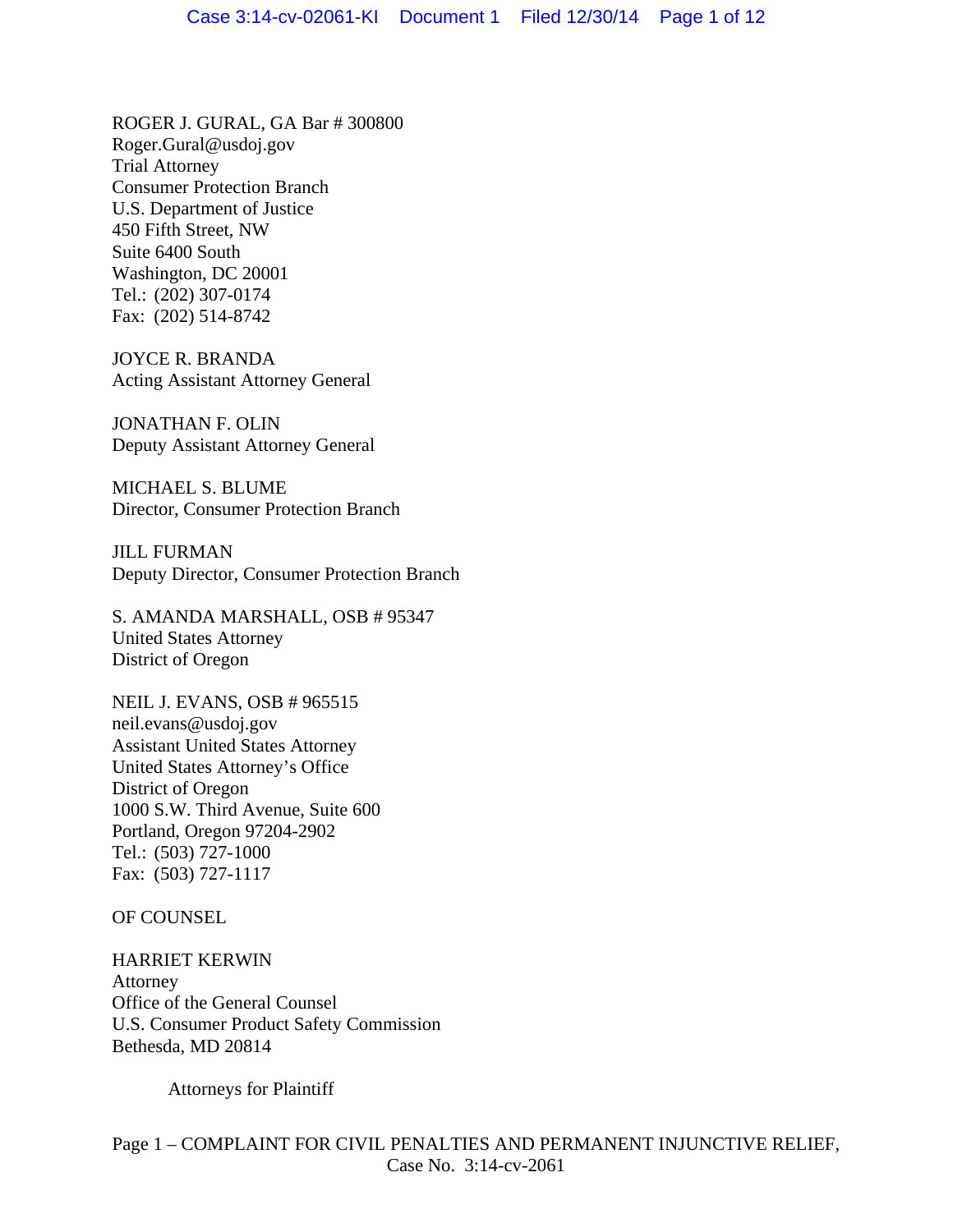ROGER J. GURAL, GA Bar # 300800
Roger.Gural@usdoj.gov
Trial Attorney
Consumer Protection Branch
U.S. Department of Justice
450 Fifth Street, NW
Suite 6400 South
Washington, DC 20001
Tel.: (202) 307-0174
Fax: (202) 514-8742

JOYCE R. BRANDA
Acting Assistant Attorney General

JONATHAN F. OLIN
Deputy Assistant Attorney General

MICHAEL S. BLUME
Director, Consumer Protection Branch

JILL FURMAN
Deputy Director, Consumer Protection Branch

S. AMANDA MARSHALL, OSB # 95347
United States Attorney
District of Oregon

NEIL J. EVANS, OSB # 965515
neil.evans@usdoj.gov
Assistant United States Attorney
United States Attorney's Office
District of Oregon
1000 S.W. Third Avenue, Suite 600
Portland, Oregon 97204-2902
Tel.: (503) 727-1000
Fax: (503) 727-1117

OF COUNSEL

HARRIET KERWIN
Attorney
Office of the General Counsel
U.S. Consumer Product Safety Commission
Bethesda, MD 20814

Attorneys for Plaintiff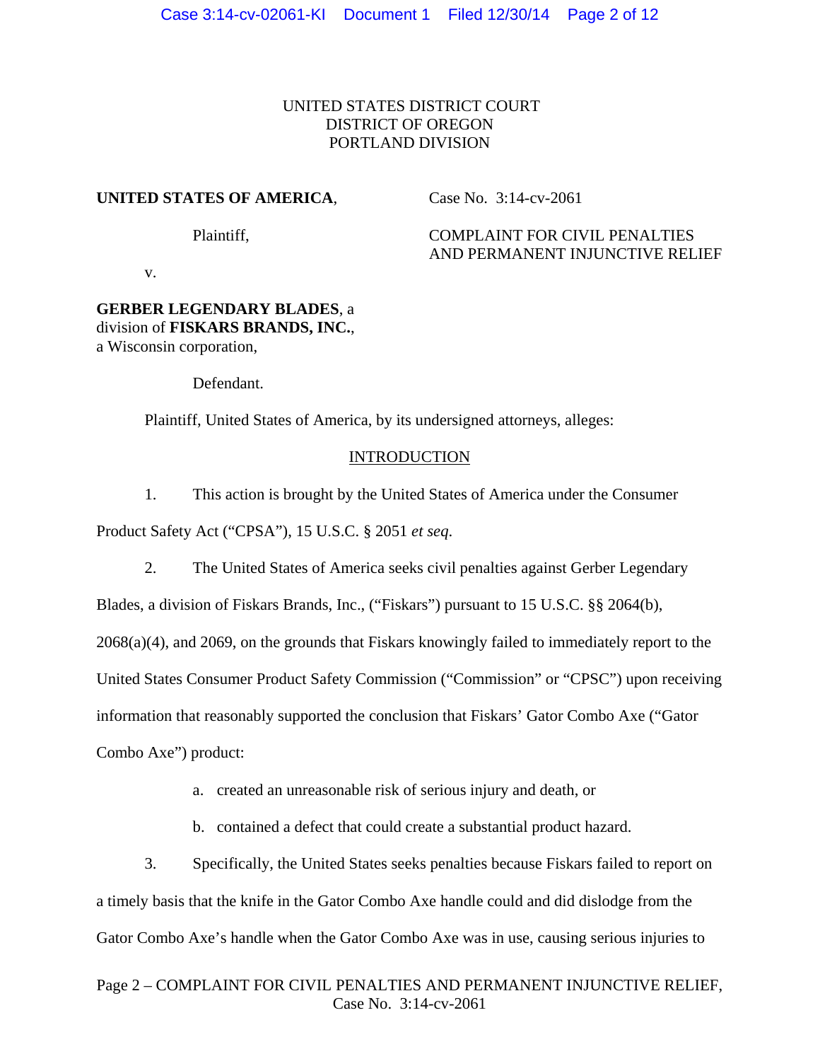UNITED STATES DISTRICT COURT
DISTRICT OF OREGON
PORTLAND DIVISION

**UNITED STATES OF AMERICA**,

Plaintiff,

v.

**GERBER LEGENDARY BLADES**, a division of **FISKARS BRANDS, INC.**, a Wisconsin corporation,

Defendant.

Case No. 3:14-cv-2061

COMPLAINT FOR CIVIL PENALTIES AND PERMANENT INJUNCTIVE RELIEF

Plaintiff, United States of America, by its undersigned attorneys, alleges:

## INTRODUCTION

1. This action is brought by the United States of America under the Consumer Product Safety Act ("CPSA"), 15 U.S.C. § 2051 *et seq*.

2. The United States of America seeks civil penalties against Gerber Legendary Blades, a division of Fiskars Brands, Inc., ("Fiskars") pursuant to 15 U.S.C. §§ 2064(b), 2068(a)(4), and 2069, on the grounds that Fiskars knowingly failed to immediately report to the United States Consumer Product Safety Commission ("Commission" or "CPSC") upon receiving information that reasonably supported the conclusion that Fiskars' Gator Combo Axe ("Gator Combo Axe") product:

   a. created an unreasonable risk of serious injury and death, or

   b. contained a defect that could create a substantial product hazard.

3. Specifically, the United States seeks penalties because Fiskars failed to report on a timely basis that the knife in the Gator Combo Axe handle could and did dislodge from the Gator Combo Axe's handle when the Gator Combo Axe was in use, causing serious injuries to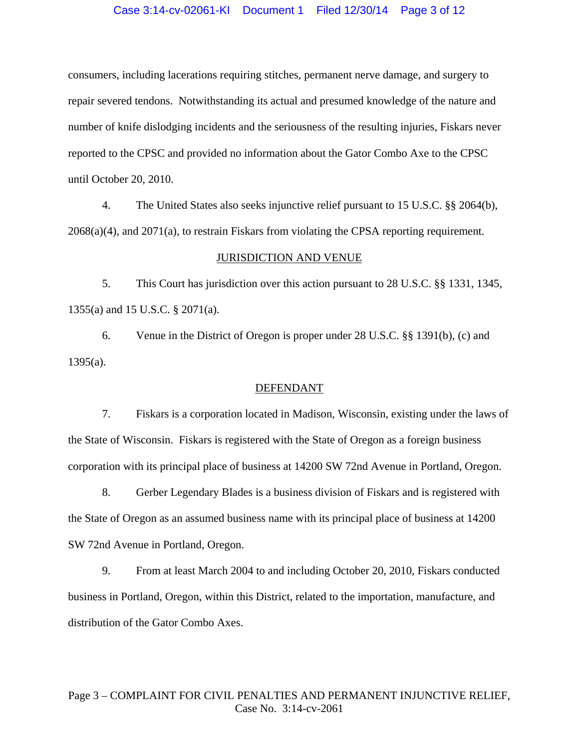consumers, including lacerations requiring stitches, permanent nerve damage, and surgery to repair severed tendons. Notwithstanding its actual and presumed knowledge of the nature and number of knife dislodging incidents and the seriousness of the resulting injuries, Fiskars never reported to the CPSC and provided no information about the Gator Combo Axe to the CPSC until October 20, 2010.

4. The United States also seeks injunctive relief pursuant to 15 U.S.C. §§ 2064(b), 2068(a)(4), and 2071(a), to restrain Fiskars from violating the CPSA reporting requirement.

## JURISDICTION AND VENUE

5. This Court has jurisdiction over this action pursuant to 28 U.S.C. §§ 1331, 1345, 1355(a) and 15 U.S.C. § 2071(a).

6. Venue in the District of Oregon is proper under 28 U.S.C. §§ 1391(b), (c) and 1395(a).

## DEFENDANT

7. Fiskars is a corporation located in Madison, Wisconsin, existing under the laws of the State of Wisconsin. Fiskars is registered with the State of Oregon as a foreign business corporation with its principal place of business at 14200 SW 72nd Avenue in Portland, Oregon.

8. Gerber Legendary Blades is a business division of Fiskars and is registered with the State of Oregon as an assumed business name with its principal place of business at 14200 SW 72nd Avenue in Portland, Oregon.

9. From at least March 2004 to and including October 20, 2010, Fiskars conducted business in Portland, Oregon, within this District, related to the importation, manufacture, and distribution of the Gator Combo Axes.

Page 3 – COMPLAINT FOR CIVIL PENALTIES AND PERMANENT INJUNCTIVE RELIEF, Case No. 3:14-cv-2061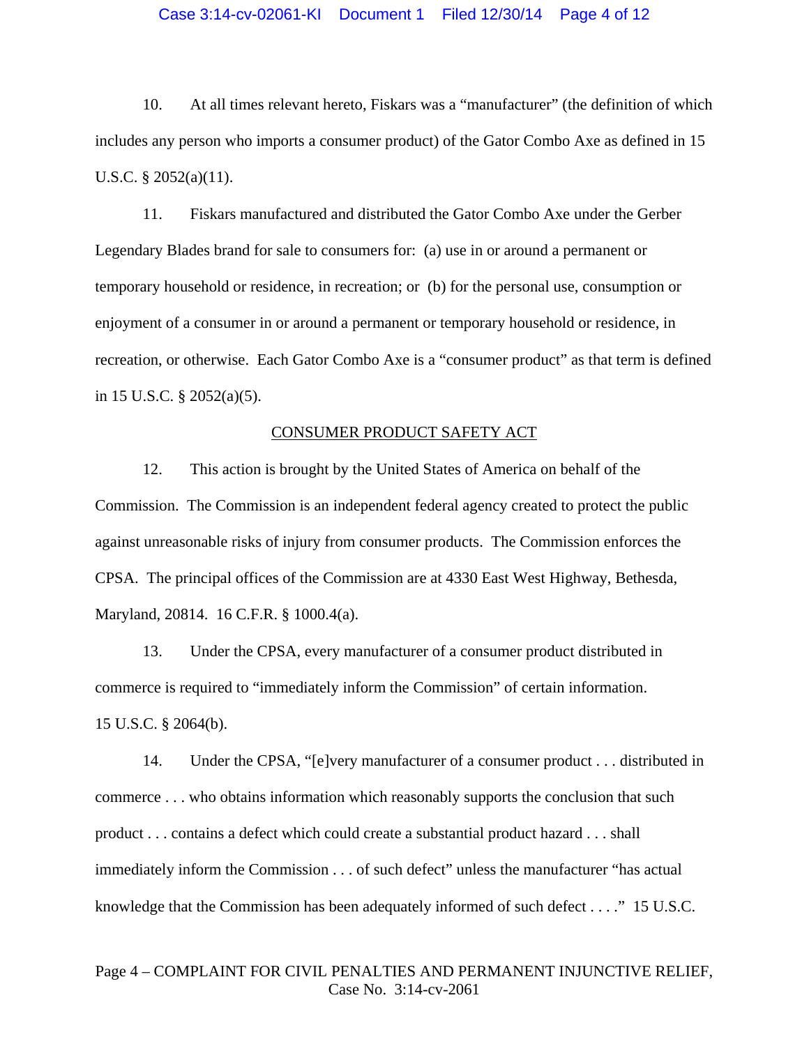10. At all times relevant hereto, Fiskars was a "manufacturer" (the definition of which includes any person who imports a consumer product) of the Gator Combo Axe as defined in 15 U.S.C. § 2052(a)(11).

11. Fiskars manufactured and distributed the Gator Combo Axe under the Gerber Legendary Blades brand for sale to consumers for: (a) use in or around a permanent or temporary household or residence, in recreation; or (b) for the personal use, consumption or enjoyment of a consumer in or around a permanent or temporary household or residence, in recreation, or otherwise. Each Gator Combo Axe is a "consumer product" as that term is defined in 15 U.S.C. § 2052(a)(5).

<u>CONSUMER PRODUCT SAFETY ACT</u>

12. This action is brought by the United States of America on behalf of the Commission. The Commission is an independent federal agency created to protect the public against unreasonable risks of injury from consumer products. The Commission enforces the CPSA. The principal offices of the Commission are at 4330 East West Highway, Bethesda, Maryland, 20814. 16 C.F.R. § 1000.4(a).

13. Under the CPSA, every manufacturer of a consumer product distributed in commerce is required to "immediately inform the Commission" of certain information. 15 U.S.C. § 2064(b).

14. Under the CPSA, "[e]very manufacturer of a consumer product . . . distributed in commerce . . . who obtains information which reasonably supports the conclusion that such product . . . contains a defect which could create a substantial product hazard . . . shall immediately inform the Commission . . . of such defect" unless the manufacturer "has actual knowledge that the Commission has been adequately informed of such defect . . . ." 15 U.S.C.

Page 4 – COMPLAINT FOR CIVIL PENALTIES AND PERMANENT INJUNCTIVE RELIEF, Case No. 3:14-cv-2061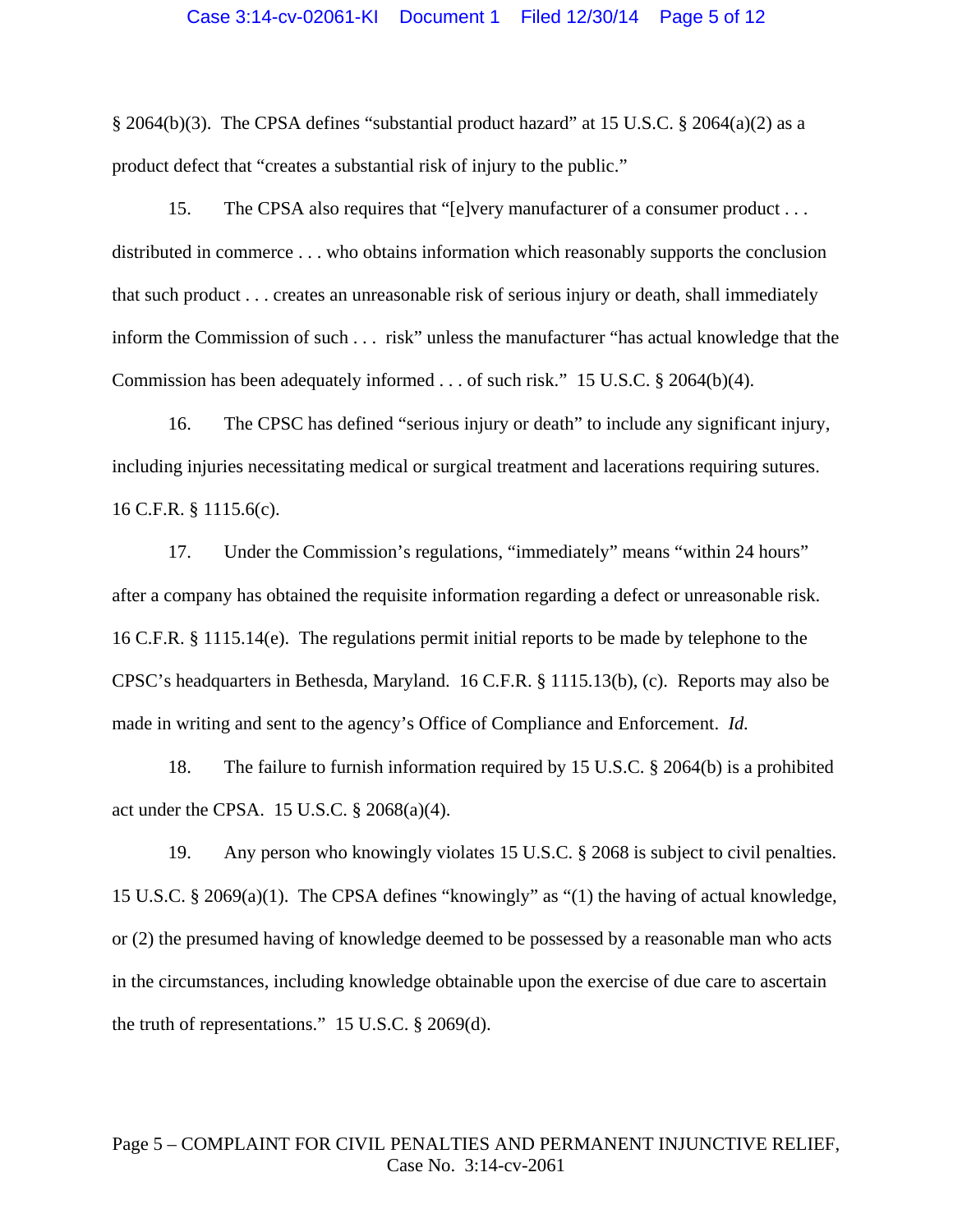§ 2064(b)(3). The CPSA defines "substantial product hazard" at 15 U.S.C. § 2064(a)(2) as a product defect that "creates a substantial risk of injury to the public."

15. The CPSA also requires that "[e]very manufacturer of a consumer product . . . distributed in commerce . . . who obtains information which reasonably supports the conclusion that such product . . . creates an unreasonable risk of serious injury or death, shall immediately inform the Commission of such . . . risk" unless the manufacturer "has actual knowledge that the Commission has been adequately informed . . . of such risk." 15 U.S.C. § 2064(b)(4).

16. The CPSC has defined "serious injury or death" to include any significant injury, including injuries necessitating medical or surgical treatment and lacerations requiring sutures. 16 C.F.R. § 1115.6(c).

17. Under the Commission's regulations, "immediately" means "within 24 hours" after a company has obtained the requisite information regarding a defect or unreasonable risk. 16 C.F.R. § 1115.14(e). The regulations permit initial reports to be made by telephone to the CPSC's headquarters in Bethesda, Maryland. 16 C.F.R. § 1115.13(b), (c). Reports may also be made in writing and sent to the agency's Office of Compliance and Enforcement. *Id.*

18. The failure to furnish information required by 15 U.S.C. § 2064(b) is a prohibited act under the CPSA. 15 U.S.C. § 2068(a)(4).

19. Any person who knowingly violates 15 U.S.C. § 2068 is subject to civil penalties. 15 U.S.C. § 2069(a)(1). The CPSA defines "knowingly" as "(1) the having of actual knowledge, or (2) the presumed having of knowledge deemed to be possessed by a reasonable man who acts in the circumstances, including knowledge obtainable upon the exercise of due care to ascertain the truth of representations." 15 U.S.C. § 2069(d).

Page 5 – COMPLAINT FOR CIVIL PENALTIES AND PERMANENT INJUNCTIVE RELIEF, Case No. 3:14-cv-2061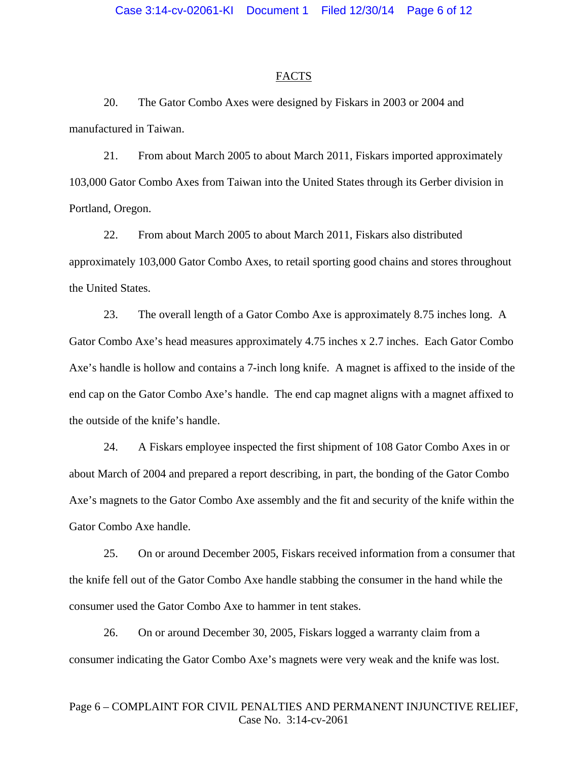## FACTS

20. The Gator Combo Axes were designed by Fiskars in 2003 or 2004 and manufactured in Taiwan.

21. From about March 2005 to about March 2011, Fiskars imported approximately 103,000 Gator Combo Axes from Taiwan into the United States through its Gerber division in Portland, Oregon.

22. From about March 2005 to about March 2011, Fiskars also distributed approximately 103,000 Gator Combo Axes, to retail sporting good chains and stores throughout the United States.

23. The overall length of a Gator Combo Axe is approximately 8.75 inches long. A Gator Combo Axe's head measures approximately 4.75 inches x 2.7 inches. Each Gator Combo Axe's handle is hollow and contains a 7-inch long knife. A magnet is affixed to the inside of the end cap on the Gator Combo Axe's handle. The end cap magnet aligns with a magnet affixed to the outside of the knife's handle.

24. A Fiskars employee inspected the first shipment of 108 Gator Combo Axes in or about March of 2004 and prepared a report describing, in part, the bonding of the Gator Combo Axe's magnets to the Gator Combo Axe assembly and the fit and security of the knife within the Gator Combo Axe handle.

25. On or around December 2005, Fiskars received information from a consumer that the knife fell out of the Gator Combo Axe handle stabbing the consumer in the hand while the consumer used the Gator Combo Axe to hammer in tent stakes.

26. On or around December 30, 2005, Fiskars logged a warranty claim from a consumer indicating the Gator Combo Axe's magnets were very weak and the knife was lost.

Page 6 – COMPLAINT FOR CIVIL PENALTIES AND PERMANENT INJUNCTIVE RELIEF, Case No. 3:14-cv-2061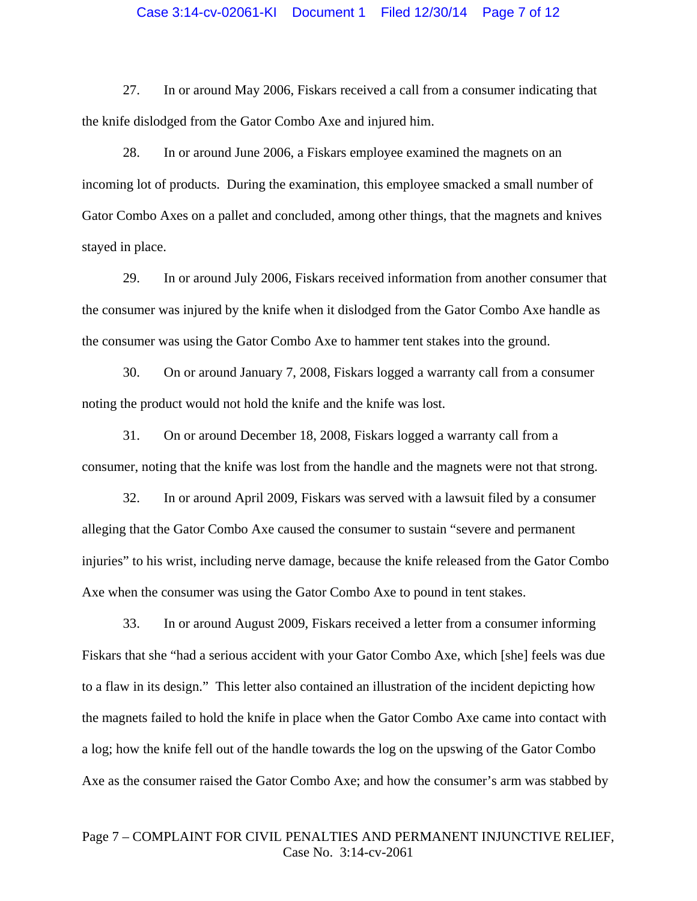27. In or around May 2006, Fiskars received a call from a consumer indicating that the knife dislodged from the Gator Combo Axe and injured him.

28. In or around June 2006, a Fiskars employee examined the magnets on an incoming lot of products. During the examination, this employee smacked a small number of Gator Combo Axes on a pallet and concluded, among other things, that the magnets and knives stayed in place.

29. In or around July 2006, Fiskars received information from another consumer that the consumer was injured by the knife when it dislodged from the Gator Combo Axe handle as the consumer was using the Gator Combo Axe to hammer tent stakes into the ground.

30. On or around January 7, 2008, Fiskars logged a warranty call from a consumer noting the product would not hold the knife and the knife was lost.

31. On or around December 18, 2008, Fiskars logged a warranty call from a consumer, noting that the knife was lost from the handle and the magnets were not that strong.

32. In or around April 2009, Fiskars was served with a lawsuit filed by a consumer alleging that the Gator Combo Axe caused the consumer to sustain "severe and permanent injuries" to his wrist, including nerve damage, because the knife released from the Gator Combo Axe when the consumer was using the Gator Combo Axe to pound in tent stakes.

33. In or around August 2009, Fiskars received a letter from a consumer informing Fiskars that she "had a serious accident with your Gator Combo Axe, which [she] feels was due to a flaw in its design." This letter also contained an illustration of the incident depicting how the magnets failed to hold the knife in place when the Gator Combo Axe came into contact with a log; how the knife fell out of the handle towards the log on the upswing of the Gator Combo Axe as the consumer raised the Gator Combo Axe; and how the consumer's arm was stabbed by

Page 7 – COMPLAINT FOR CIVIL PENALTIES AND PERMANENT INJUNCTIVE RELIEF, Case No. 3:14-cv-2061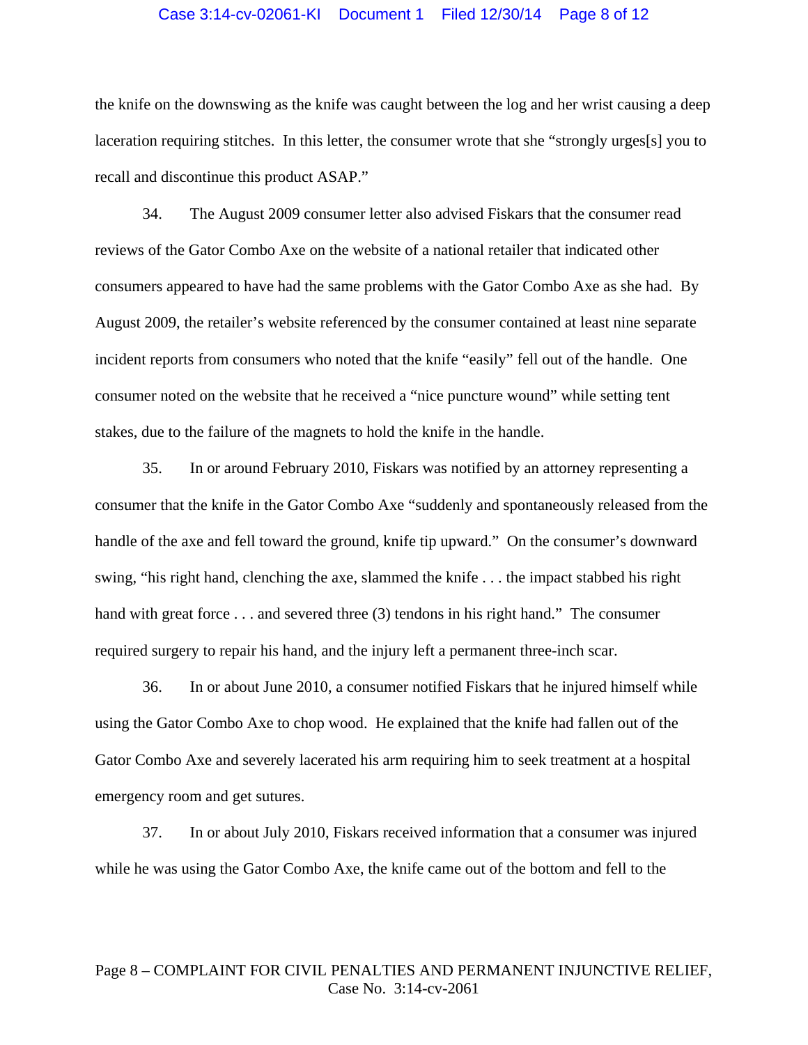the knife on the downswing as the knife was caught between the log and her wrist causing a deep laceration requiring stitches. In this letter, the consumer wrote that she "strongly urges[s] you to recall and discontinue this product ASAP."

34. The August 2009 consumer letter also advised Fiskars that the consumer read reviews of the Gator Combo Axe on the website of a national retailer that indicated other consumers appeared to have had the same problems with the Gator Combo Axe as she had. By August 2009, the retailer's website referenced by the consumer contained at least nine separate incident reports from consumers who noted that the knife "easily" fell out of the handle. One consumer noted on the website that he received a "nice puncture wound" while setting tent stakes, due to the failure of the magnets to hold the knife in the handle.

35. In or around February 2010, Fiskars was notified by an attorney representing a consumer that the knife in the Gator Combo Axe "suddenly and spontaneously released from the handle of the axe and fell toward the ground, knife tip upward." On the consumer's downward swing, "his right hand, clenching the axe, slammed the knife . . . the impact stabbed his right hand with great force . . . and severed three (3) tendons in his right hand." The consumer required surgery to repair his hand, and the injury left a permanent three-inch scar.

36. In or about June 2010, a consumer notified Fiskars that he injured himself while using the Gator Combo Axe to chop wood. He explained that the knife had fallen out of the Gator Combo Axe and severely lacerated his arm requiring him to seek treatment at a hospital emergency room and get sutures.

37. In or about July 2010, Fiskars received information that a consumer was injured while he was using the Gator Combo Axe, the knife came out of the bottom and fell to the

Page 8 – COMPLAINT FOR CIVIL PENALTIES AND PERMANENT INJUNCTIVE RELIEF, Case No. 3:14-cv-2061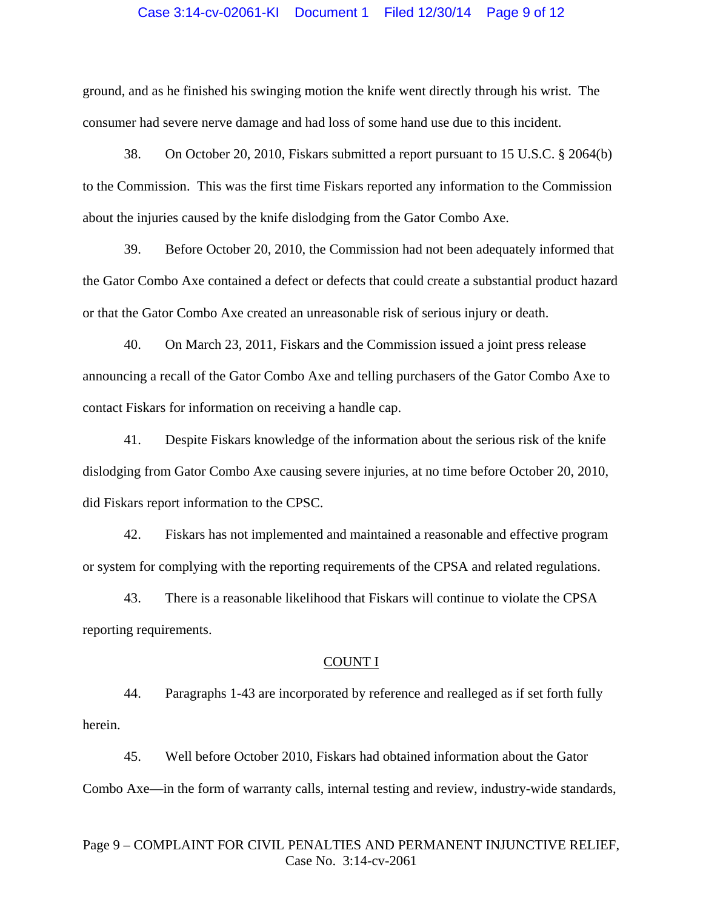ground, and as he finished his swinging motion the knife went directly through his wrist. The consumer had severe nerve damage and had loss of some hand use due to this incident.

38. On October 20, 2010, Fiskars submitted a report pursuant to 15 U.S.C. § 2064(b) to the Commission. This was the first time Fiskars reported any information to the Commission about the injuries caused by the knife dislodging from the Gator Combo Axe.

39. Before October 20, 2010, the Commission had not been adequately informed that the Gator Combo Axe contained a defect or defects that could create a substantial product hazard or that the Gator Combo Axe created an unreasonable risk of serious injury or death.

40. On March 23, 2011, Fiskars and the Commission issued a joint press release announcing a recall of the Gator Combo Axe and telling purchasers of the Gator Combo Axe to contact Fiskars for information on receiving a handle cap.

41. Despite Fiskars knowledge of the information about the serious risk of the knife dislodging from Gator Combo Axe causing severe injuries, at no time before October 20, 2010, did Fiskars report information to the CPSC.

42. Fiskars has not implemented and maintained a reasonable and effective program or system for complying with the reporting requirements of the CPSA and related regulations.

43. There is a reasonable likelihood that Fiskars will continue to violate the CPSA reporting requirements.

## COUNT I

44. Paragraphs 1-43 are incorporated by reference and realleged as if set forth fully herein.

45. Well before October 2010, Fiskars had obtained information about the Gator Combo Axe—in the form of warranty calls, internal testing and review, industry-wide standards,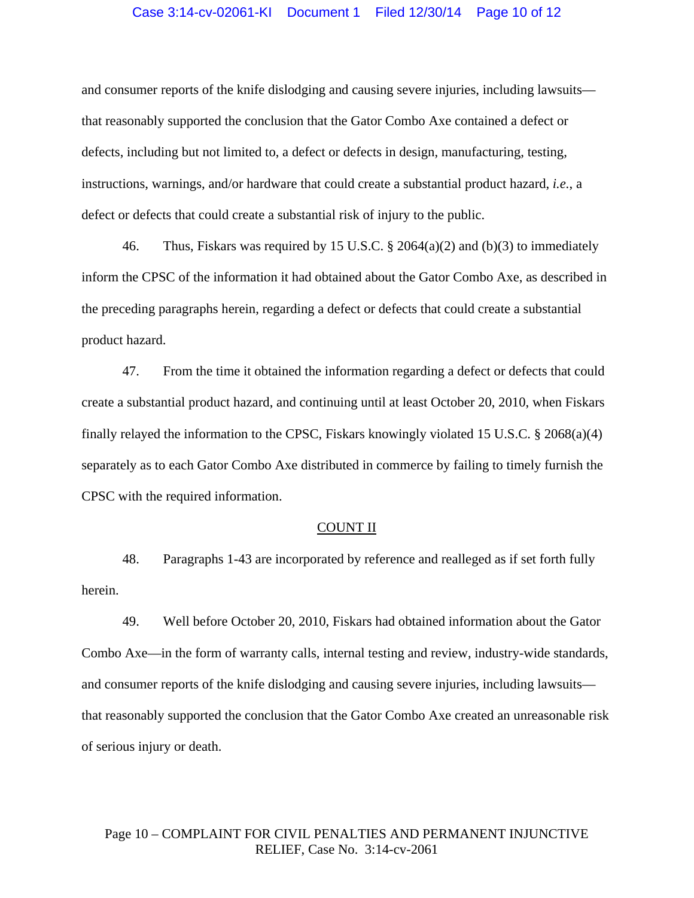and consumer reports of the knife dislodging and causing severe injuries, including lawsuits—that reasonably supported the conclusion that the Gator Combo Axe contained a defect or defects, including but not limited to, a defect or defects in design, manufacturing, testing, instructions, warnings, and/or hardware that could create a substantial product hazard, *i.e.*, a defect or defects that could create a substantial risk of injury to the public.

46. Thus, Fiskars was required by 15 U.S.C. § 2064(a)(2) and (b)(3) to immediately inform the CPSC of the information it had obtained about the Gator Combo Axe, as described in the preceding paragraphs herein, regarding a defect or defects that could create a substantial product hazard.

47. From the time it obtained the information regarding a defect or defects that could create a substantial product hazard, and continuing until at least October 20, 2010, when Fiskars finally relayed the information to the CPSC, Fiskars knowingly violated 15 U.S.C. § 2068(a)(4) separately as to each Gator Combo Axe distributed in commerce by failing to timely furnish the CPSC with the required information.

## COUNT II

48. Paragraphs 1-43 are incorporated by reference and realleged as if set forth fully herein.

49. Well before October 20, 2010, Fiskars had obtained information about the Gator Combo Axe—in the form of warranty calls, internal testing and review, industry-wide standards, and consumer reports of the knife dislodging and causing severe injuries, including lawsuits—that reasonably supported the conclusion that the Gator Combo Axe created an unreasonable risk of serious injury or death.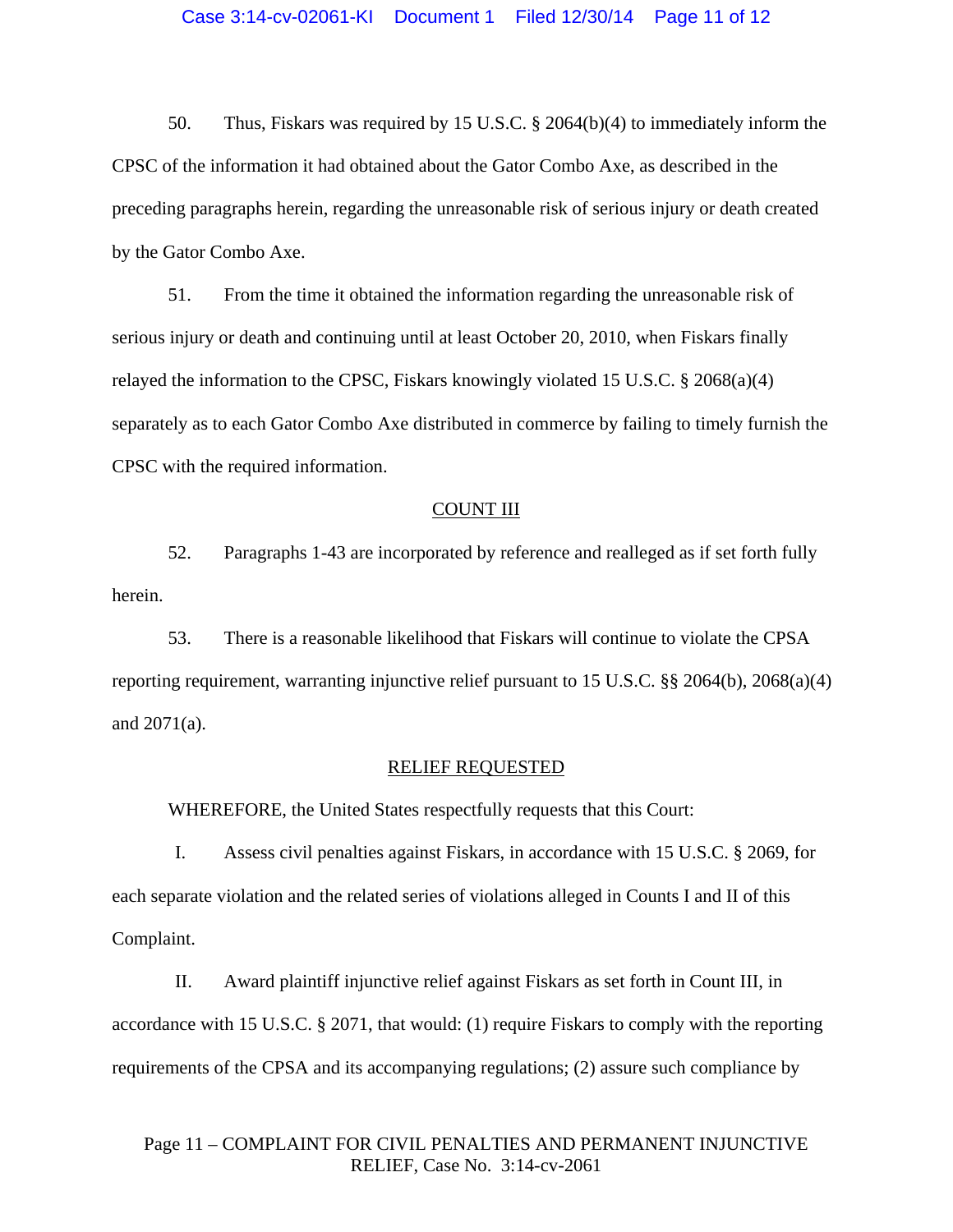50. Thus, Fiskars was required by 15 U.S.C. § 2064(b)(4) to immediately inform the CPSC of the information it had obtained about the Gator Combo Axe, as described in the preceding paragraphs herein, regarding the unreasonable risk of serious injury or death created by the Gator Combo Axe.

51. From the time it obtained the information regarding the unreasonable risk of serious injury or death and continuing until at least October 20, 2010, when Fiskars finally relayed the information to the CPSC, Fiskars knowingly violated 15 U.S.C. § 2068(a)(4) separately as to each Gator Combo Axe distributed in commerce by failing to timely furnish the CPSC with the required information.

## COUNT III

52. Paragraphs 1-43 are incorporated by reference and realleged as if set forth fully herein.

53. There is a reasonable likelihood that Fiskars will continue to violate the CPSA reporting requirement, warranting injunctive relief pursuant to 15 U.S.C. §§ 2064(b), 2068(a)(4) and 2071(a).

## RELIEF REQUESTED

WHEREFORE, the United States respectfully requests that this Court:

I. Assess civil penalties against Fiskars, in accordance with 15 U.S.C. § 2069, for each separate violation and the related series of violations alleged in Counts I and II of this Complaint.

II. Award plaintiff injunctive relief against Fiskars as set forth in Count III, in accordance with 15 U.S.C. § 2071, that would: (1) require Fiskars to comply with the reporting requirements of the CPSA and its accompanying regulations; (2) assure such compliance by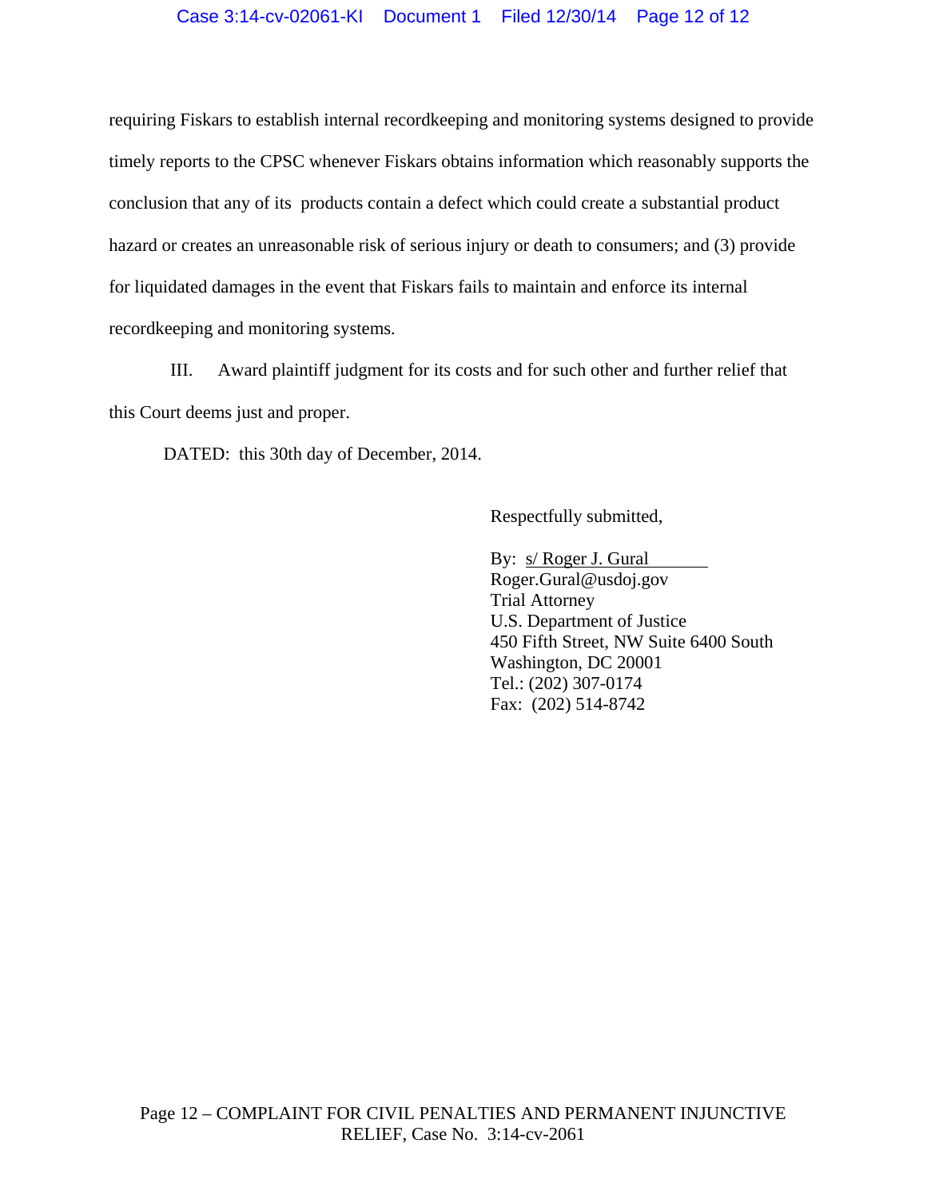requiring Fiskars to establish internal recordkeeping and monitoring systems designed to provide timely reports to the CPSC whenever Fiskars obtains information which reasonably supports the conclusion that any of its products contain a defect which could create a substantial product hazard or creates an unreasonable risk of serious injury or death to consumers; and (3) provide for liquidated damages in the event that Fiskars fails to maintain and enforce its internal recordkeeping and monitoring systems.

III. Award plaintiff judgment for its costs and for such other and further relief that this Court deems just and proper.

DATED: this 30th day of December, 2014.

Respectfully submitted,

By: s/ Roger J. Gural
Roger.Gural@usdoj.gov
Trial Attorney
U.S. Department of Justice
450 Fifth Street, NW Suite 6400 South
Washington, DC 20001
Tel.: (202) 307-0174
Fax: (202) 514-8742